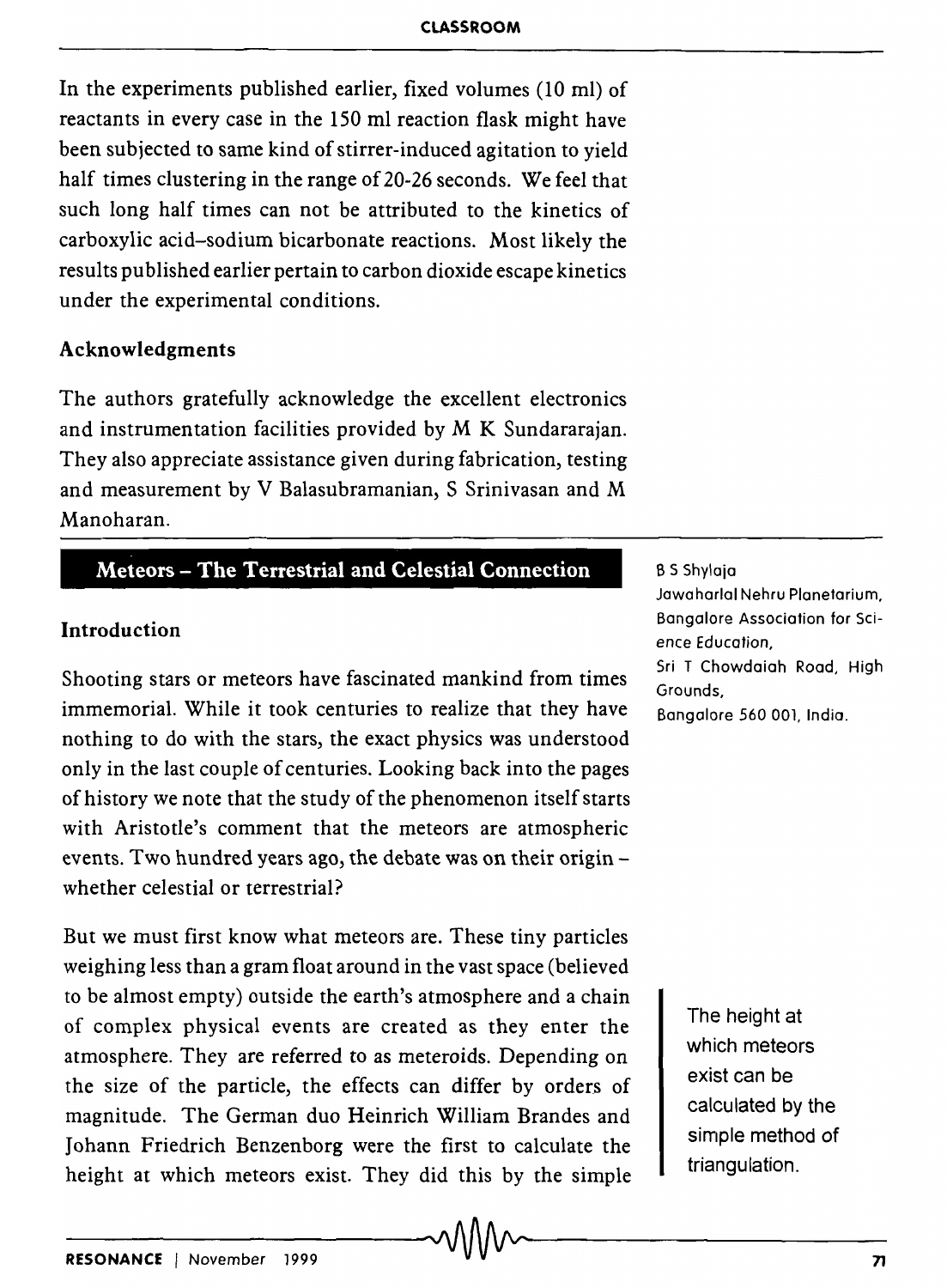In the experiments published earlier, fixed volumes (10 ml) of reactants in every case in the 150 ml reaction flask might have been subjected to same kind of stirrer-induced agitation to yield half times clustering in the range of 20-26 seconds. We feel that such long half times can not be attributed to the kinetics of carboxylic acid–sodium bicarbonate reactions. Most likely the results published earlier pertain to carbon dioxide escape kinetics under the experimental conditions.

### Acknowledgments

The authors gratefully acknowledge the excellent electronics and instrumentation facilities provided by M K Sundararajan. They also appreciate assistance given during fabrication, testing and measurement by V Balasubramanian, S Srinivasan and M Manoharan.

## Meteors – The Terrestrial and Celestial Connection

B S Shylaja
Jawaharlal Nehru Planetarium, Bangalore Association for Science Education, Sri T Chowdaiah Road, High Grounds, Bangalore 560 001, India.

### Introduction

Shooting stars or meteors have fascinated mankind from times immemorial. While it took centuries to realize that they have nothing to do with the stars, the exact physics was understood only in the last couple of centuries. Looking back into the pages of history we note that the study of the phenomenon itself starts with Aristotle's comment that the meteors are atmospheric events. Two hundred years ago, the debate was on their origin – whether celestial or terrestrial?

But we must first know what meteors are. These tiny particles weighing less than a gram float around in the vast space (believed to be almost empty) outside the earth's atmosphere and a chain of complex physical events are created as they enter the atmosphere. They are referred to as meteroids. Depending on the size of the particle, the effects can differ by orders of magnitude. The German duo Heinrich William Brandes and Johann Friedrich Benzenborg were the first to calculate the height at which meteors exist. They did this by the simple

> The height at which meteors exist can be calculated by the simple method of triangulation.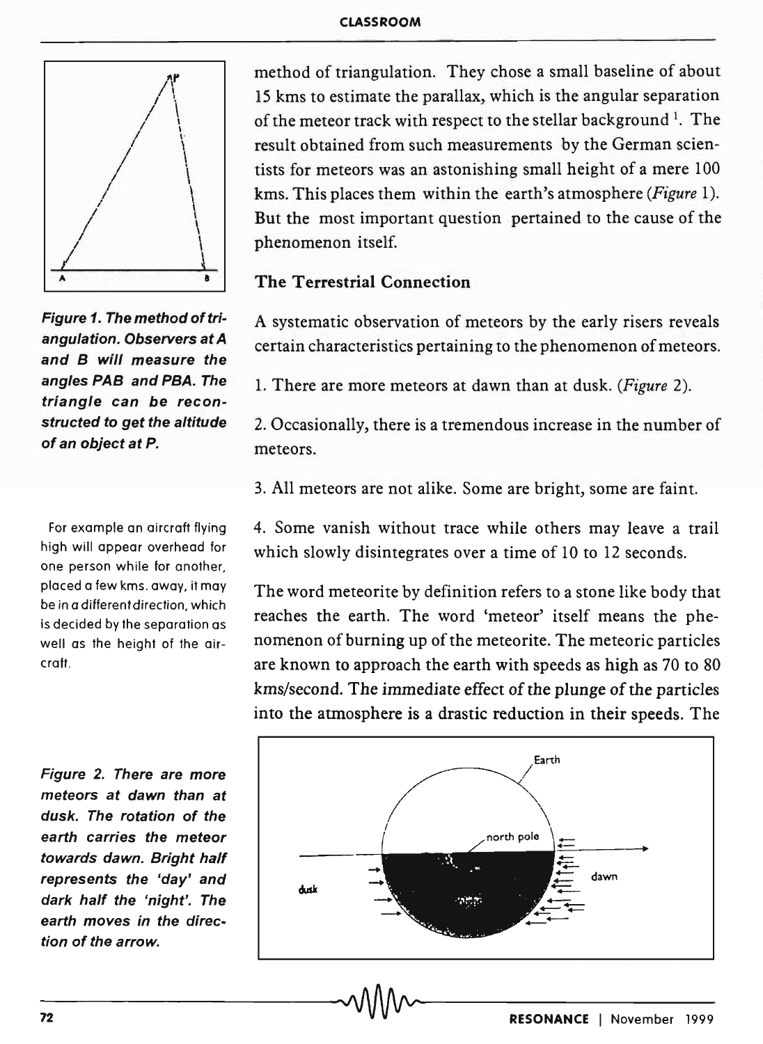method of triangulation. They chose a small baseline of about 15 kms to estimate the parallax, which is the angular separation of the meteor track with respect to the stellar background [1]. The result obtained from such measurements by the German scientists for meteors was an astonishing small height of a mere 100 kms. This places them within the earth's atmosphere (*Figure* 1). But the most important question pertained to the cause of the phenomenon itself.

**Figure 1. The method of triangulation. Observers at A and B will measure the angles PAB and PBA. The triangle can be reconstructed to get the altitude of an object at P.**

[1] For example an aircraft flying high will appear overhead for one person while for another, placed a few kms. away, it may be in a different direction, which is decided by the separation as well as the height of the aircraft.

## The Terrestrial Connection

A systematic observation of meteors by the early risers reveals certain characteristics pertaining to the phenomenon of meteors.

1. There are more meteors at dawn than at dusk. (*Figure* 2).

2. Occasionally, there is a tremendous increase in the number of meteors.

3. All meteors are not alike. Some are bright, some are faint.

4. Some vanish without trace while others may leave a trail which slowly disintegrates over a time of 10 to 12 seconds.

The word meteorite by definition refers to a stone like body that reaches the earth. The word 'meteor' itself means the phenomenon of burning up of the meteorite. The meteoric particles are known to approach the earth with speeds as high as 70 to 80 kms/second. The immediate effect of the plunge of the particles into the atmosphere is a drastic reduction in their speeds. The

**Figure 2. There are more meteors at dawn than at dusk. The rotation of the earth carries the meteor towards dawn. Bright half represents the 'day' and dark half the 'night'. The earth moves in the direction of the arrow.**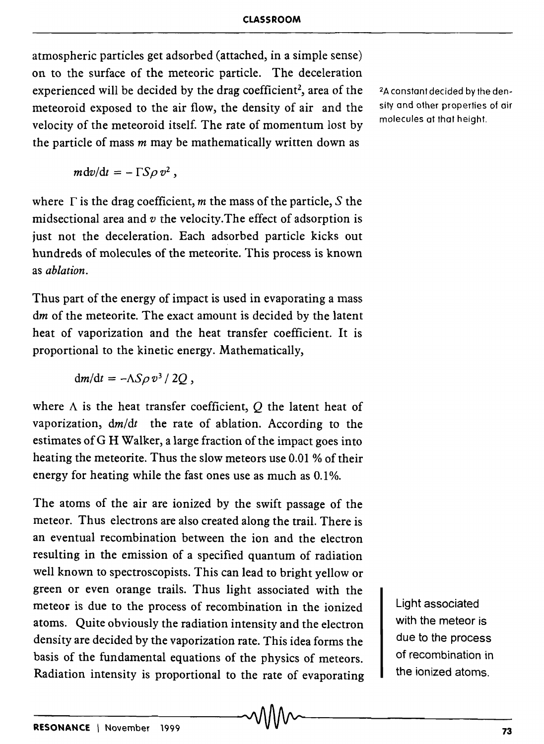atmospheric particles get adsorbed (attached, in a simple sense) on to the surface of the meteoric particle. The deceleration experienced will be decided by the drag coefficient[2], area of the meteoroid exposed to the air flow, the density of air and the velocity of the meteoroid itself. The rate of momentum lost by the particle of mass $m$ may be mathematically written down as

[2] A constant decided by the density and other properties of air molecules at that height.

$$m\,dv/dt = -\Gamma S \rho v^2 ,$$

where $\Gamma$ is the drag coefficient, $m$ the mass of the particle, $S$ the midsectional area and $v$ the velocity.The effect of adsorption is just not the deceleration. Each adsorbed particle kicks out hundreds of molecules of the meteorite. This process is known as *ablation*.

Thus part of the energy of impact is used in evaporating a mass $dm$ of the meteorite. The exact amount is decided by the latent heat of vaporization and the heat transfer coefficient. It is proportional to the kinetic energy. Mathematically,

$$dm/dt = -\Lambda S \rho v^3 / 2Q ,$$

where $\Lambda$ is the heat transfer coefficient, $Q$ the latent heat of vaporization, $dm/dt$ the rate of ablation. According to the estimates of G H Walker, a large fraction of the impact goes into heating the meteorite. Thus the slow meteors use 0.01 % of their energy for heating while the fast ones use as much as 0.1%.

The atoms of the air are ionized by the swift passage of the meteor. Thus electrons are also created along the trail. There is an eventual recombination between the ion and the electron resulting in the emission of a specified quantum of radiation well known to spectroscopists. This can lead to bright yellow or green or even orange trails. Thus light associated with the meteor is due to the process of recombination in the ionized atoms. Quite obviously the radiation intensity and the electron density are decided by the vaporization rate. This idea forms the basis of the fundamental equations of the physics of meteors. Radiation intensity is proportional to the rate of evaporating

> Light associated with the meteor is due to the process of recombination in the ionized atoms.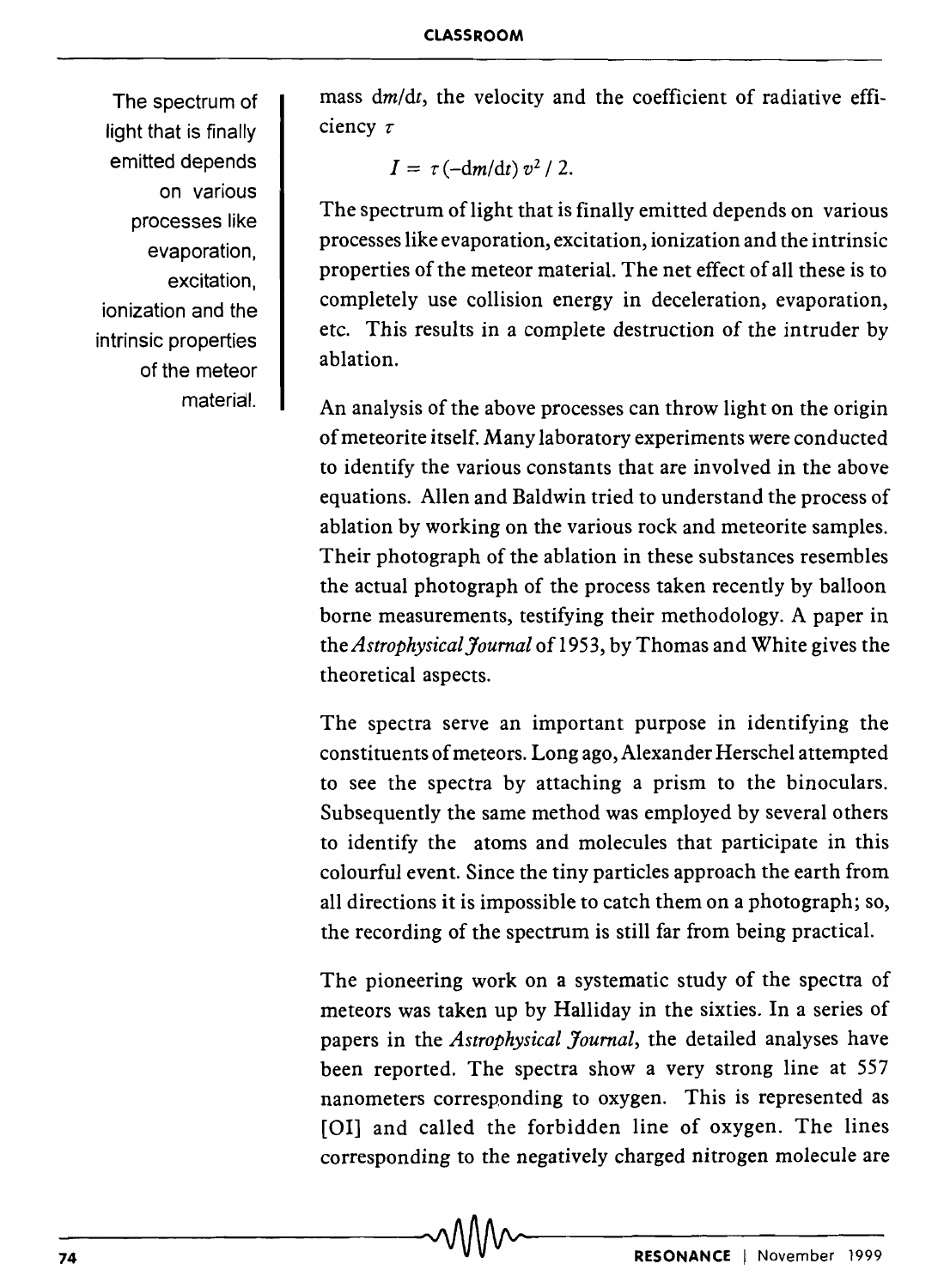mass $dm/dt$, the velocity and the coefficient of radiative efficiency $\tau$

$$I = \tau(-dm/dt)\, v^2 / 2.$$

The spectrum of light that is finally emitted depends on various processes like evaporation, excitation, ionization and the intrinsic properties of the meteor material. The net effect of all these is to completely use collision energy in deceleration, evaporation, etc. This results in a complete destruction of the intruder by ablation.

> The spectrum of light that is finally emitted depends on various processes like evaporation, excitation, ionization and the intrinsic properties of the meteor material.

An analysis of the above processes can throw light on the origin of meteorite itself. Many laboratory experiments were conducted to identify the various constants that are involved in the above equations. Allen and Baldwin tried to understand the process of ablation by working on the various rock and meteorite samples. Their photograph of the ablation in these substances resembles the actual photograph of the process taken recently by balloon borne measurements, testifying their methodology. A paper in the *Astrophysical Journal* of 1953, by Thomas and White gives the theoretical aspects.

The spectra serve an important purpose in identifying the constituents of meteors. Long ago, Alexander Herschel attempted to see the spectra by attaching a prism to the binoculars. Subsequently the same method was employed by several others to identify the atoms and molecules that participate in this colourful event. Since the tiny particles approach the earth from all directions it is impossible to catch them on a photograph; so, the recording of the spectrum is still far from being practical.

The pioneering work on a systematic study of the spectra of meteors was taken up by Halliday in the sixties. In a series of papers in the *Astrophysical Journal*, the detailed analyses have been reported. The spectra show a very strong line at 557 nanometers corresponding to oxygen. This is represented as [OI] and called the forbidden line of oxygen. The lines corresponding to the negatively charged nitrogen molecule are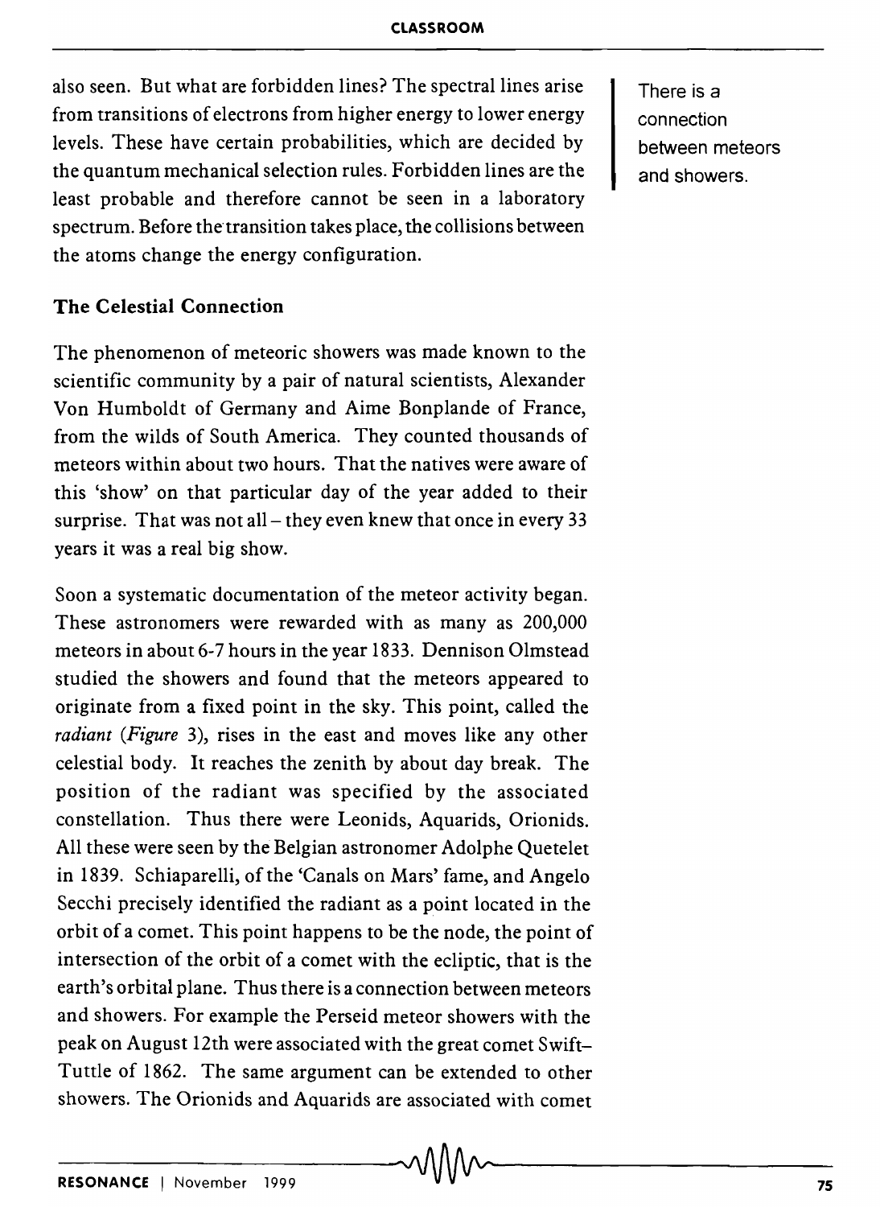also seen. But what are forbidden lines? The spectral lines arise from transitions of electrons from higher energy to lower energy levels. These have certain probabilities, which are decided by the quantum mechanical selection rules. Forbidden lines are the least probable and therefore cannot be seen in a laboratory spectrum. Before the transition takes place, the collisions between the atoms change the energy configuration.

There is a connection between meteors and showers.

### The Celestial Connection

The phenomenon of meteoric showers was made known to the scientific community by a pair of natural scientists, Alexander Von Humboldt of Germany and Aime Bonplande of France, from the wilds of South America. They counted thousands of meteors within about two hours. That the natives were aware of this 'show' on that particular day of the year added to their surprise. That was not all – they even knew that once in every 33 years it was a real big show.

Soon a systematic documentation of the meteor activity began. These astronomers were rewarded with as many as 200,000 meteors in about 6-7 hours in the year 1833. Dennison Olmstead studied the showers and found that the meteors appeared to originate from a fixed point in the sky. This point, called the *radiant* (*Figure* 3), rises in the east and moves like any other celestial body. It reaches the zenith by about day break. The position of the radiant was specified by the associated constellation. Thus there were Leonids, Aquarids, Orionids. All these were seen by the Belgian astronomer Adolphe Quetelet in 1839. Schiaparelli, of the 'Canals on Mars' fame, and Angelo Secchi precisely identified the radiant as a point located in the orbit of a comet. This point happens to be the node, the point of intersection of the orbit of a comet with the ecliptic, that is the earth's orbital plane. Thus there is a connection between meteors and showers. For example the Perseid meteor showers with the peak on August 12th were associated with the great comet Swift–Tuttle of 1862. The same argument can be extended to other showers. The Orionids and Aquarids are associated with comet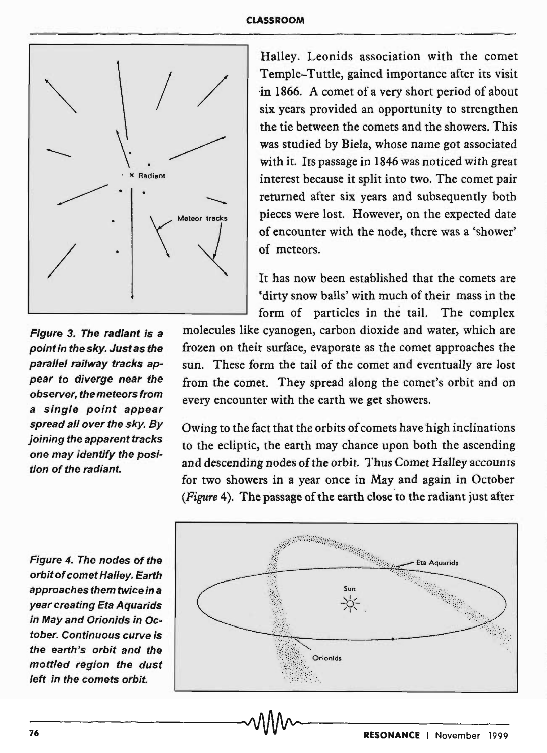Halley. Leonids association with the comet Temple–Tuttle, gained importance after its visit in 1866. A comet of a very short period of about six years provided an opportunity to strengthen the tie between the comets and the showers. This was studied by Biela, whose name got associated with it. Its passage in 1846 was noticed with great interest because it split into two. The comet pair returned after six years and subsequently both pieces were lost. However, on the expected date of encounter with the node, there was a 'shower' of meteors.

*Figure 3. The radiant is a point in the sky. Just as the parallel railway tracks appear to diverge near the observer, the meteors from a single point appear spread all over the sky. By joining the apparent tracks one may identify the position of the radiant.*

It has now been established that the comets are 'dirty snow balls' with much of their mass in the form of particles in the tail. The complex molecules like cyanogen, carbon dioxide and water, which are frozen on their surface, evaporate as the comet approaches the sun. These form the tail of the comet and eventually are lost from the comet. They spread along the comet's orbit and on every encounter with the earth we get showers.

Owing to the fact that the orbits of comets have high inclinations to the ecliptic, the earth may chance upon both the ascending and descending nodes of the orbit. Thus Comet Halley accounts for two showers in a year once in May and again in October (*Figure* 4). The passage of the earth close to the radiant just after

*Figure 4. The nodes of the orbit of comet Halley. Earth approaches them twice in a year creating Eta Aquarids in May and Orionids in October. Continuous curve is the earth's orbit and the mottled region the dust left in the comets orbit.*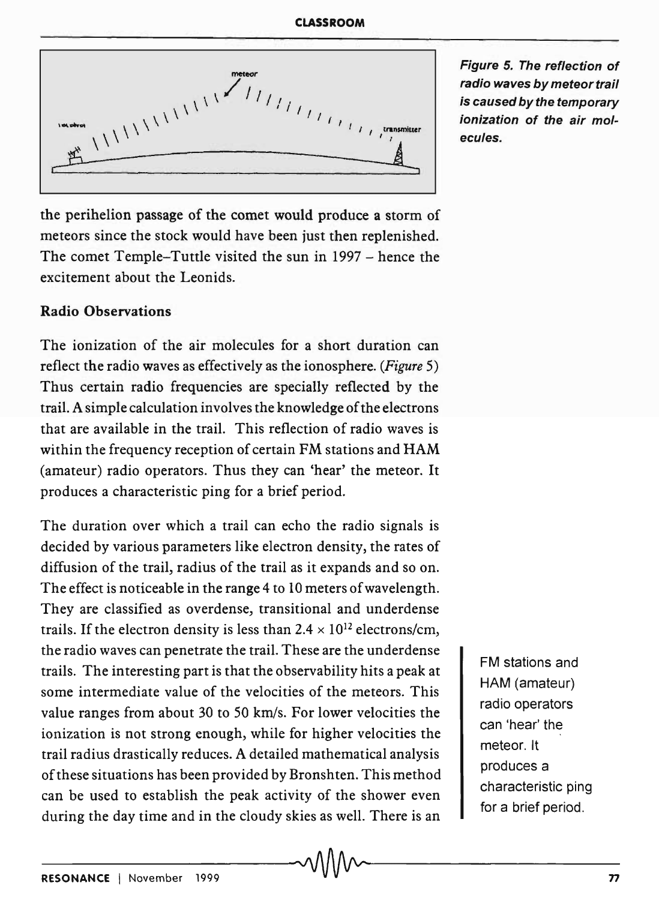Figure 5. The reflection of radio waves by meteor trail is caused by the temporary ionization of the air molecules.

the perihelion passage of the comet would produce a storm of meteors since the stock would have been just then replenished. The comet Temple–Tuttle visited the sun in 1997 – hence the excitement about the Leonids.

### Radio Observations

The ionization of the air molecules for a short duration can reflect the radio waves as effectively as the ionosphere. (*Figure* 5) Thus certain radio frequencies are specially reflected by the trail. A simple calculation involves the knowledge of the electrons that are available in the trail. This reflection of radio waves is within the frequency reception of certain FM stations and HAM (amateur) radio operators. Thus they can 'hear' the meteor. It produces a characteristic ping for a brief period.

The duration over which a trail can echo the radio signals is decided by various parameters like electron density, the rates of diffusion of the trail, radius of the trail as it expands and so on. The effect is noticeable in the range 4 to 10 meters of wavelength. They are classified as overdense, transitional and underdense trails. If the electron density is less than $2.4 \times 10^{12}$ electrons/cm, the radio waves can penetrate the trail. These are the underdense trails. The interesting part is that the observability hits a peak at some intermediate value of the velocities of the meteors. This value ranges from about 30 to 50 km/s. For lower velocities the ionization is not strong enough, while for higher velocities the trail radius drastically reduces. A detailed mathematical analysis of these situations has been provided by Bronshten. This method can be used to establish the peak activity of the shower even during the day time and in the cloudy skies as well. There is an

FM stations and HAM (amateur) radio operators can 'hear' the meteor. It produces a characteristic ping for a brief period.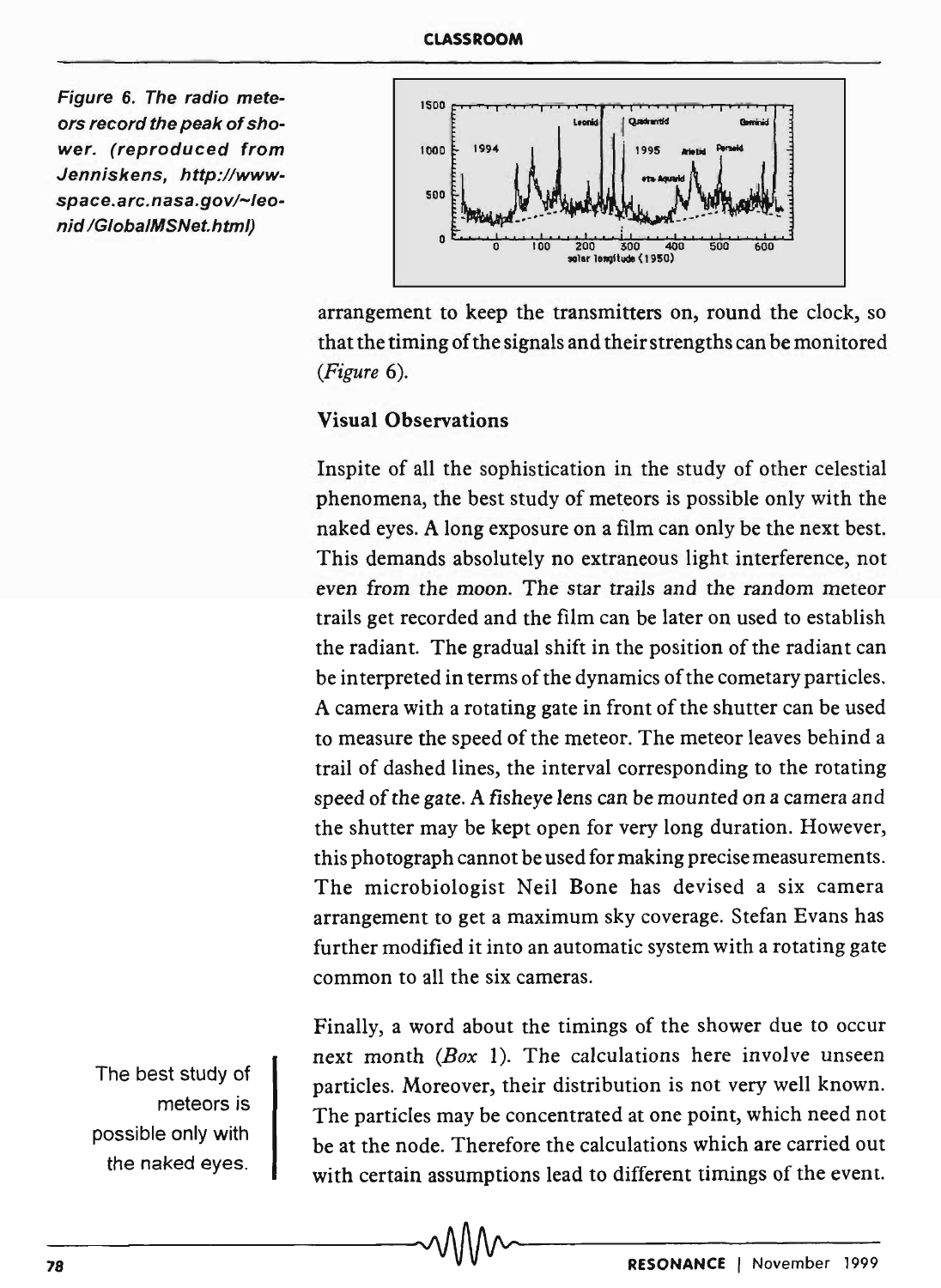Figure 6. The radio meteors record the peak of shower. (reproduced from Jenniskens, http://www-space.arc.nasa.gov/~leonid/GlobalMSNet.html)

arrangement to keep the transmitters on, round the clock, so that the timing of the signals and their strengths can be monitored (*Figure* 6).

### Visual Observations

Inspite of all the sophistication in the study of other celestial phenomena, the best study of meteors is possible only with the naked eyes. A long exposure on a film can only be the next best. This demands absolutely no extraneous light interference, not even from the moon. The star trails and the random meteor trails get recorded and the film can be later on used to establish the radiant. The gradual shift in the position of the radiant can be interpreted in terms of the dynamics of the cometary particles. A camera with a rotating gate in front of the shutter can be used to measure the speed of the meteor. The meteor leaves behind a trail of dashed lines, the interval corresponding to the rotating speed of the gate. A fisheye lens can be mounted on a camera and the shutter may be kept open for very long duration. However, this photograph cannot be used for making precise measurements. The microbiologist Neil Bone has devised a six camera arrangement to get a maximum sky coverage. Stefan Evans has further modified it into an automatic system with a rotating gate common to all the six cameras.

The best study of meteors is possible only with the naked eyes.

Finally, a word about the timings of the shower due to occur next month (*Box* 1). The calculations here involve unseen particles. Moreover, their distribution is not very well known. The particles may be concentrated at one point, which need not be at the node. Therefore the calculations which are carried out with certain assumptions lead to different timings of the event.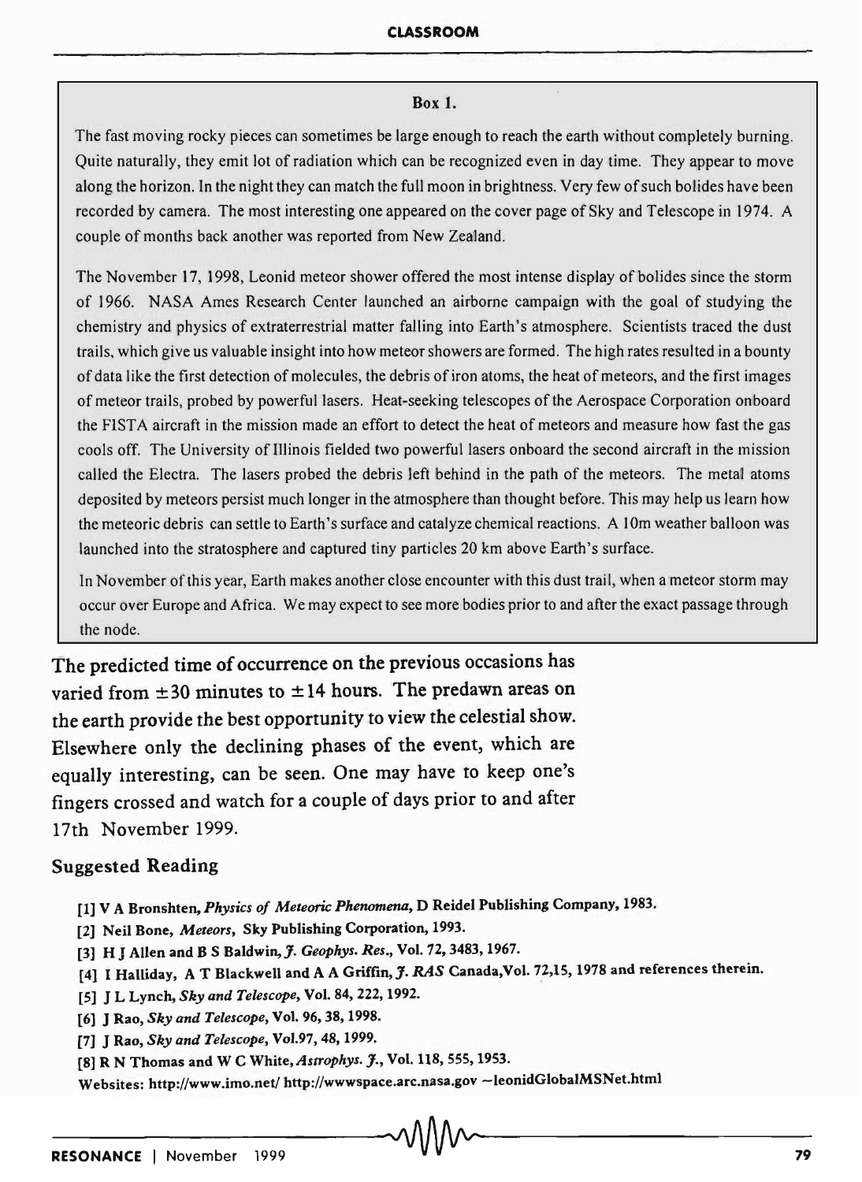**Box 1.**

The fast moving rocky pieces can sometimes be large enough to reach the earth without completely burning. Quite naturally, they emit lot of radiation which can be recognized even in day time. They appear to move along the horizon. In the night they can match the full moon in brightness. Very few of such bolides have been recorded by camera. The most interesting one appeared on the cover page of Sky and Telescope in 1974. A couple of months back another was reported from New Zealand.

The November 17, 1998, Leonid meteor shower offered the most intense display of bolides since the storm of 1966. NASA Ames Research Center launched an airborne campaign with the goal of studying the chemistry and physics of extraterrestrial matter falling into Earth's atmosphere. Scientists traced the dust trails, which give us valuable insight into how meteor showers are formed. The high rates resulted in a bounty of data like the first detection of molecules, the debris of iron atoms, the heat of meteors, and the first images of meteor trails, probed by powerful lasers. Heat-seeking telescopes of the Aerospace Corporation onboard the FISTA aircraft in the mission made an effort to detect the heat of meteors and measure how fast the gas cools off. The University of Illinois fielded two powerful lasers onboard the second aircraft in the mission called the Electra. The lasers probed the debris left behind in the path of the meteors. The metal atoms deposited by meteors persist much longer in the atmosphere than thought before. This may help us learn how the meteoric debris can settle to Earth's surface and catalyze chemical reactions. A 10m weather balloon was launched into the stratosphere and captured tiny particles 20 km above Earth's surface.

In November of this year, Earth makes another close encounter with this dust trail, when a meteor storm may occur over Europe and Africa. We may expect to see more bodies prior to and after the exact passage through the node.

The predicted time of occurrence on the previous occasions has varied from ±30 minutes to ±14 hours. The predawn areas on the earth provide the best opportunity to view the celestial show. Elsewhere only the declining phases of the event, which are equally interesting, can be seen. One may have to keep one's fingers crossed and watch for a couple of days prior to and after 17th November 1999.

## Suggested Reading

[1] V A Bronshten, *Physics of Meteoric Phenomena*, D Reidel Publishing Company, 1983.

[2] Neil Bone, *Meteors*, Sky Publishing Corporation, 1993.

[3] H J Allen and B S Baldwin, *J. Geophys. Res.*, Vol. 72, 3483, 1967.

[4] I Halliday, A T Blackwell and A A Griffin, *J. RAS* Canada, Vol. 72, 15, 1978 and references therein.

[5] J L Lynch, *Sky and Telescope*, Vol. 84, 222, 1992.

[6] J Rao, *Sky and Telescope*, Vol. 96, 38, 1998.

[7] J Rao, *Sky and Telescope*, Vol. 97, 48, 1999.

[8] R N Thomas and W C White, *Astrophys. J.*, Vol. 118, 555, 1953.

Websites: http://www.imo.net/ http://wwwspace.arc.nasa.gov ~leonidGlobalMSNet.html